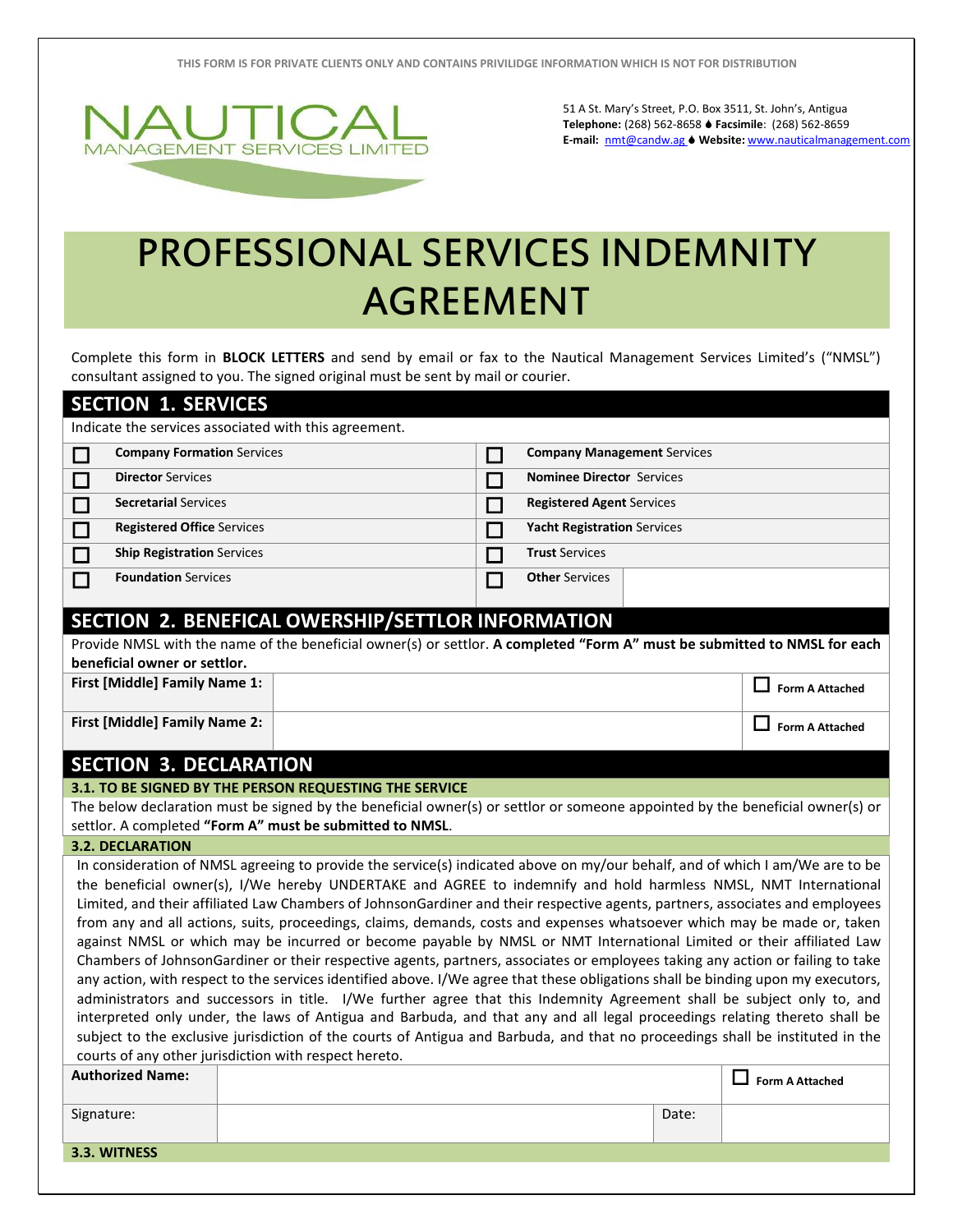THIS FORM IS FOR PRIVATE CLIENTS ONLY AND CONTAINS PRIVILIDGE INFORMATION WHICH IS NOT FOR DISTRIBUTION

NAUTICAL
MANAGEMENT SERVICES LIMITED

51 A St. Mary's Street, P.O. Box 3511, St. John's, Antigua
**Telephone:** (268) 562-8658 ♦ **Facsimile**: (268) 562-8659
**E-mail:** nmt@candw.ag ♦ **Website:** www.nauticalmanagement.com

# PROFESSIONAL SERVICES INDEMNITY AGREEMENT

Complete this form in **BLOCK LETTERS** and send by email or fax to the Nautical Management Services Limited's ("NMSL") consultant assigned to you. The signed original must be sent by mail or courier.

## SECTION 1. SERVICES

Indicate the services associated with this agreement.

| | | | |
|---|---|---|---|
| ☐ | **Company Formation** Services | ☐ | **Company Management** Services |
| ☐ | **Director** Services | ☐ | **Nominee Director** Services |
| ☐ | **Secretarial** Services | ☐ | **Registered Agent** Services |
| ☐ | **Registered Office** Services | ☐ | **Yacht Registration** Services |
| ☐ | **Ship Registration** Services | ☐ | **Trust** Services |
| ☐ | **Foundation** Services | ☐ | **Other** Services |

## SECTION 2. BENEFICAL OWERSHIP/SETTLOR INFORMATION

Provide NMSL with the name of the beneficial owner(s) or settlor. **A completed "Form A" must be submitted to NMSL for each beneficial owner or settlor.**

| | | |
|---|---|---|
| **First [Middle] Family Name 1:** | | ☐ **Form A Attached** |
| **First [Middle] Family Name 2:** | | ☐ **Form A Attached** |

## SECTION 3. DECLARATION

### 3.1. TO BE SIGNED BY THE PERSON REQUESTING THE SERVICE

The below declaration must be signed by the beneficial owner(s) or settlor or someone appointed by the beneficial owner(s) or settlor. A completed **"Form A" must be submitted to NMSL**.

### 3.2. DECLARATION

In consideration of NMSL agreeing to provide the service(s) indicated above on my/our behalf, and of which I am/We are to be the beneficial owner(s), I/We hereby UNDERTAKE and AGREE to indemnify and hold harmless NMSL, NMT International Limited, and their affiliated Law Chambers of JohnsonGardiner and their respective agents, partners, associates and employees from any and all actions, suits, proceedings, claims, demands, costs and expenses whatsoever which may be made or, taken against NMSL or which may be incurred or become payable by NMSL or NMT International Limited or their affiliated Law Chambers of JohnsonGardiner or their respective agents, partners, associates or employees taking any action or failing to take any action, with respect to the services identified above. I/We agree that these obligations shall be binding upon my executors, administrators and successors in title. I/We further agree that this Indemnity Agreement shall be subject only to, and interpreted only under, the laws of Antigua and Barbuda, and that any and all legal proceedings relating thereto shall be subject to the exclusive jurisdiction of the courts of Antigua and Barbuda, and that no proceedings shall be instituted in the courts of any other jurisdiction with respect hereto.

| | | | |
|---|---|---|---|
| **Authorized Name:** | | | ☐ **Form A Attached** |
| Signature: | | Date: | |

### 3.3. WITNESS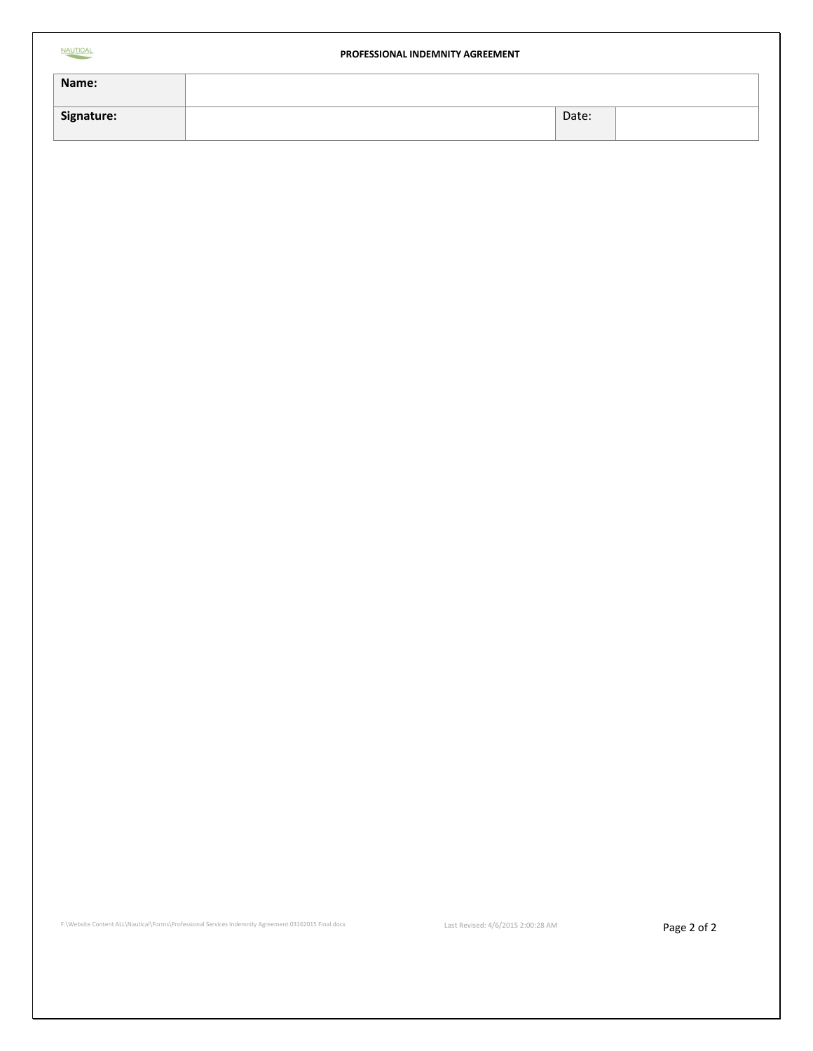| | | | |
|---|---|---|---|
| **Name:** | | | |
| **Signature:** | | Date: | |

F:\Website Content ALL\Nautical\Forms\Professional Services Indemnity Agreement 03162015 Final.docx

Last Revised: 4/6/2015 2:00:28 AM